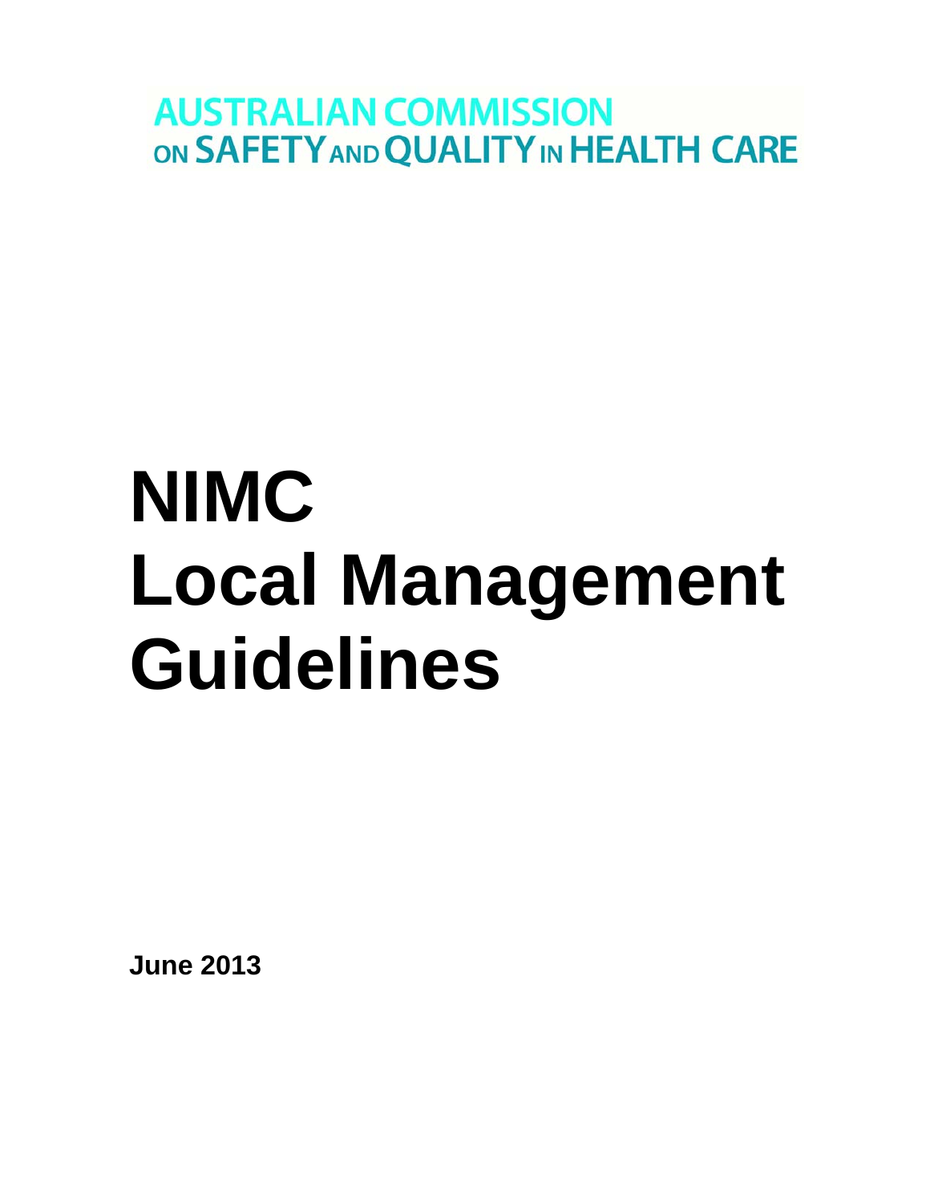AUSTRALIAN COMMISSION ON SAFETY AND QUALITY IN HEALTH CARE

# NIMC Local Management Guidelines

**June 2013**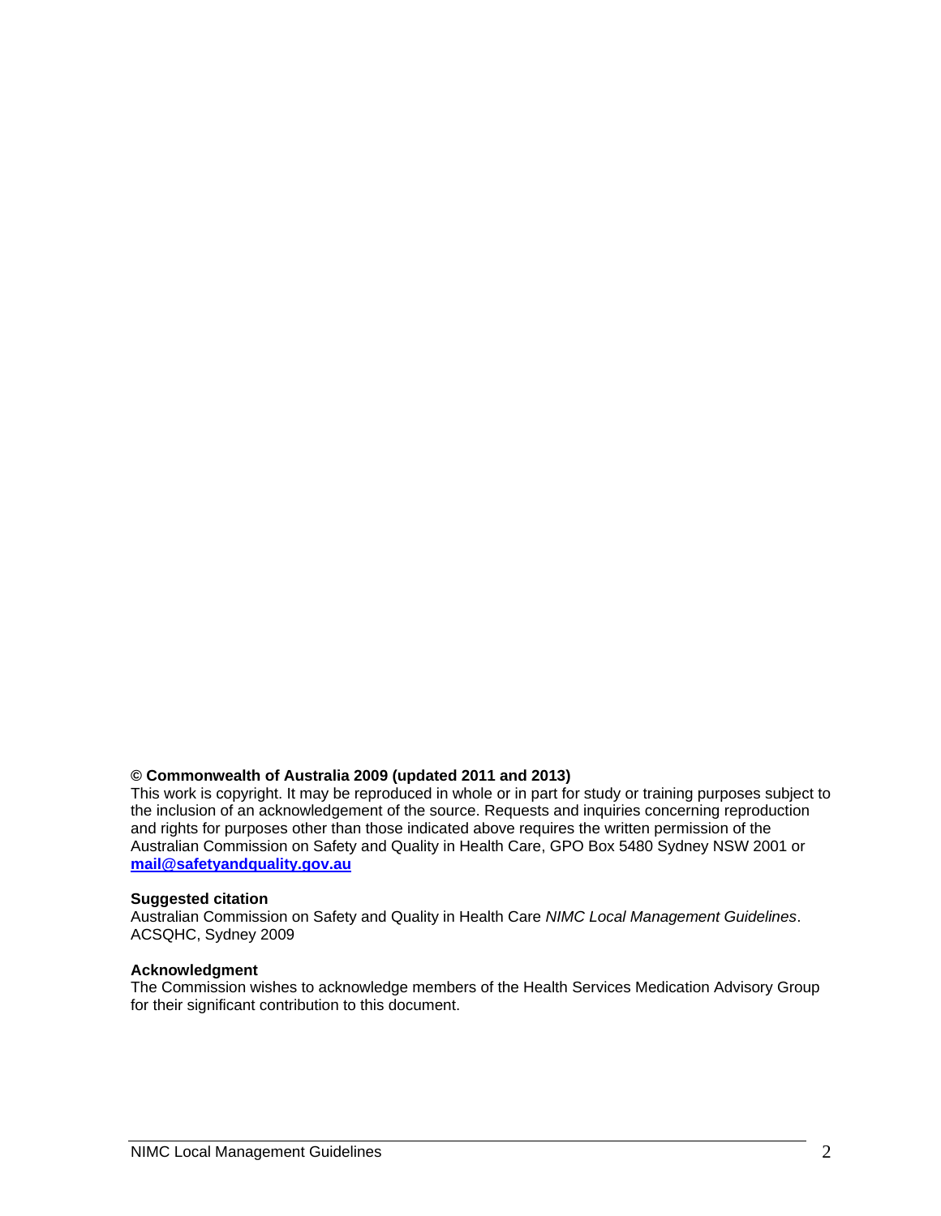**© Commonwealth of Australia 2009 (updated 2011 and 2013)**

This work is copyright. It may be reproduced in whole or in part for study or training purposes subject to the inclusion of an acknowledgement of the source. Requests and inquiries concerning reproduction and rights for purposes other than those indicated above requires the written permission of the Australian Commission on Safety and Quality in Health Care, GPO Box 5480 Sydney NSW 2001 or **mail@safetyandquality.gov.au**

**Suggested citation**

Australian Commission on Safety and Quality in Health Care *NIMC Local Management Guidelines*. ACSQHC, Sydney 2009

**Acknowledgment**

The Commission wishes to acknowledge members of the Health Services Medication Advisory Group for their significant contribution to this document.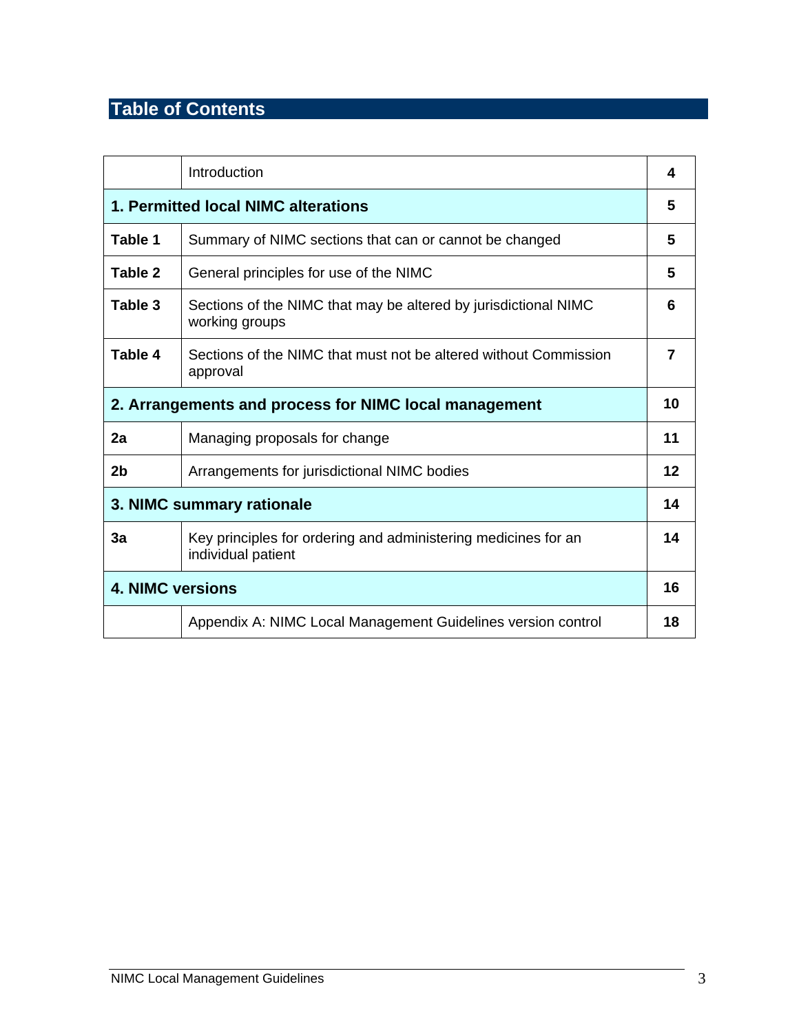# Table of Contents

| | | |
|---|---|---|
| | Introduction | **4** |
| **1. Permitted local NIMC alterations** | | **5** |
| **Table 1** | Summary of NIMC sections that can or cannot be changed | **5** |
| **Table 2** | General principles for use of the NIMC | **5** |
| **Table 3** | Sections of the NIMC that may be altered by jurisdictional NIMC working groups | **6** |
| **Table 4** | Sections of the NIMC that must not be altered without Commission approval | **7** |
| **2. Arrangements and process for NIMC local management** | | **10** |
| **2a** | Managing proposals for change | **11** |
| **2b** | Arrangements for jurisdictional NIMC bodies | **12** |
| **3. NIMC summary rationale** | | **14** |
| **3a** | Key principles for ordering and administering medicines for an individual patient | **14** |
| **4. NIMC versions** | | **16** |
| | Appendix A: NIMC Local Management Guidelines version control | **18** |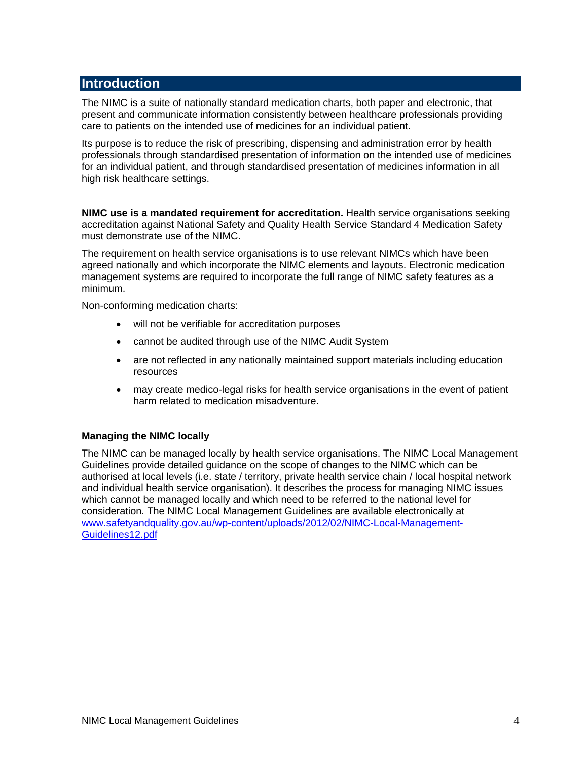# Introduction

The NIMC is a suite of nationally standard medication charts, both paper and electronic, that present and communicate information consistently between healthcare professionals providing care to patients on the intended use of medicines for an individual patient.

Its purpose is to reduce the risk of prescribing, dispensing and administration error by health professionals through standardised presentation of information on the intended use of medicines for an individual patient, and through standardised presentation of medicines information in all high risk healthcare settings.

**NIMC use is a mandated requirement for accreditation.** Health service organisations seeking accreditation against National Safety and Quality Health Service Standard 4 Medication Safety must demonstrate use of the NIMC.

The requirement on health service organisations is to use relevant NIMCs which have been agreed nationally and which incorporate the NIMC elements and layouts. Electronic medication management systems are required to incorporate the full range of NIMC safety features as a minimum.

Non-conforming medication charts:

- will not be verifiable for accreditation purposes
- cannot be audited through use of the NIMC Audit System
- are not reflected in any nationally maintained support materials including education resources
- may create medico-legal risks for health service organisations in the event of patient harm related to medication misadventure.

### Managing the NIMC locally

The NIMC can be managed locally by health service organisations. The NIMC Local Management Guidelines provide detailed guidance on the scope of changes to the NIMC which can be authorised at local levels (i.e. state / territory, private health service chain / local hospital network and individual health service organisation). It describes the process for managing NIMC issues which cannot be managed locally and which need to be referred to the national level for consideration. The NIMC Local Management Guidelines are available electronically at [www.safetyandquality.gov.au/wp-content/uploads/2012/02/NIMC-Local-Management-Guidelines12.pdf](www.safetyandquality.gov.au/wp-content/uploads/2012/02/NIMC-Local-Management-Guidelines12.pdf)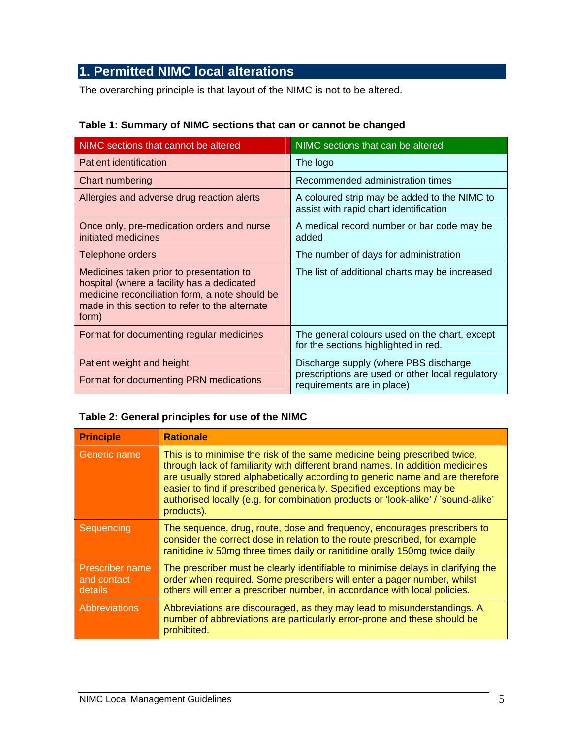## 1. Permitted NIMC local alterations

The overarching principle is that layout of the NIMC is not to be altered.

**Table 1: Summary of NIMC sections that can or cannot be changed**

| NIMC sections that cannot be altered | NIMC sections that can be altered |
|---|---|
| Patient identification | The logo |
| Chart numbering | Recommended administration times |
| Allergies and adverse drug reaction alerts | A coloured strip may be added to the NIMC to assist with rapid chart identification |
| Once only, pre-medication orders and nurse initiated medicines | A medical record number or bar code may be added |
| Telephone orders | The number of days for administration |
| Medicines taken prior to presentation to hospital (where a facility has a dedicated medicine reconciliation form, a note should be made in this section to refer to the alternate form) | The list of additional charts may be increased |
| Format for documenting regular medicines | The general colours used on the chart, except for the sections highlighted in red. |
| Patient weight and height | Discharge supply (where PBS discharge prescriptions are used or other local regulatory requirements are in place) |
| Format for documenting PRN medications | |

**Table 2: General principles for use of the NIMC**

| Principle | Rationale |
|---|---|
| Generic name | This is to minimise the risk of the same medicine being prescribed twice, through lack of familiarity with different brand names. In addition medicines are usually stored alphabetically according to generic name and are therefore easier to find if prescribed generically. Specified exceptions may be authorised locally (e.g. for combination products or 'look-alike' / 'sound-alike' products). |
| Sequencing | The sequence, drug, route, dose and frequency, encourages prescribers to consider the correct dose in relation to the route prescribed, for example ranitidine iv 50mg three times daily or ranitidine orally 150mg twice daily. |
| Prescriber name and contact details | The prescriber must be clearly identifiable to minimise delays in clarifying the order when required. Some prescribers will enter a pager number, whilst others will enter a prescriber number, in accordance with local policies. |
| Abbreviations | Abbreviations are discouraged, as they may lead to misunderstandings. A number of abbreviations are particularly error-prone and these should be prohibited. |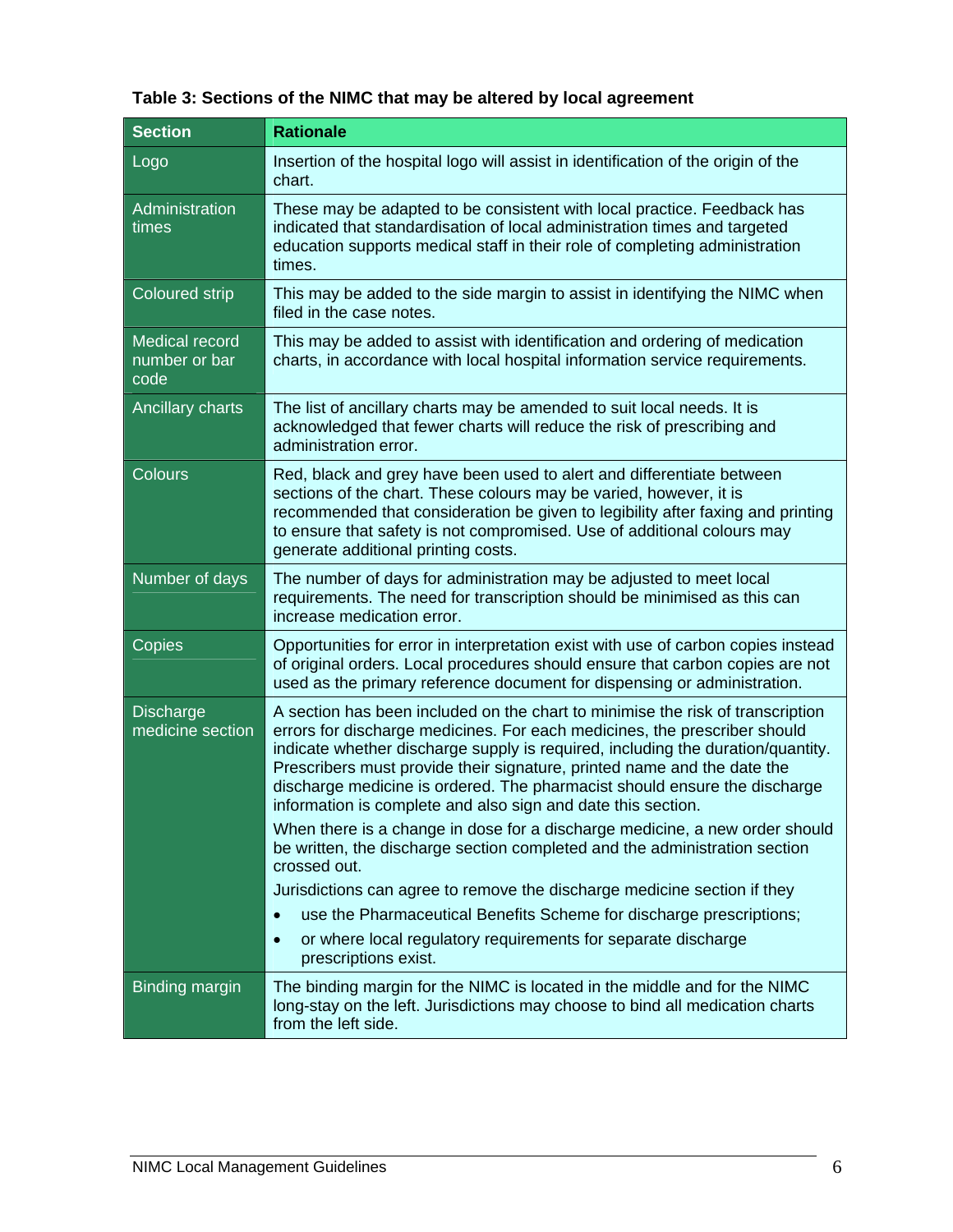**Table 3: Sections of the NIMC that may be altered by local agreement**

| Section | Rationale |
|---|---|
| Logo | Insertion of the hospital logo will assist in identification of the origin of the chart. |
| Administration times | These may be adapted to be consistent with local practice. Feedback has indicated that standardisation of local administration times and targeted education supports medical staff in their role of completing administration times. |
| Coloured strip | This may be added to the side margin to assist in identifying the NIMC when filed in the case notes. |
| Medical record number or bar code | This may be added to assist with identification and ordering of medication charts, in accordance with local hospital information service requirements. |
| Ancillary charts | The list of ancillary charts may be amended to suit local needs. It is acknowledged that fewer charts will reduce the risk of prescribing and administration error. |
| Colours | Red, black and grey have been used to alert and differentiate between sections of the chart. These colours may be varied, however, it is recommended that consideration be given to legibility after faxing and printing to ensure that safety is not compromised. Use of additional colours may generate additional printing costs. |
| Number of days | The number of days for administration may be adjusted to meet local requirements. The need for transcription should be minimised as this can increase medication error. |
| Copies | Opportunities for error in interpretation exist with use of carbon copies instead of original orders. Local procedures should ensure that carbon copies are not used as the primary reference document for dispensing or administration. |
| Discharge medicine section | A section has been included on the chart to minimise the risk of transcription errors for discharge medicines. For each medicines, the prescriber should indicate whether discharge supply is required, including the duration/quantity. Prescribers must provide their signature, printed name and the date the discharge medicine is ordered. The pharmacist should ensure the discharge information is complete and also sign and date this section.<br><br>When there is a change in dose for a discharge medicine, a new order should be written, the discharge section completed and the administration section crossed out.<br><br>Jurisdictions can agree to remove the discharge medicine section if they<br>• use the Pharmaceutical Benefits Scheme for discharge prescriptions;<br>• or where local regulatory requirements for separate discharge prescriptions exist. |
| Binding margin | The binding margin for the NIMC is located in the middle and for the NIMC long-stay on the left. Jurisdictions may choose to bind all medication charts from the left side. |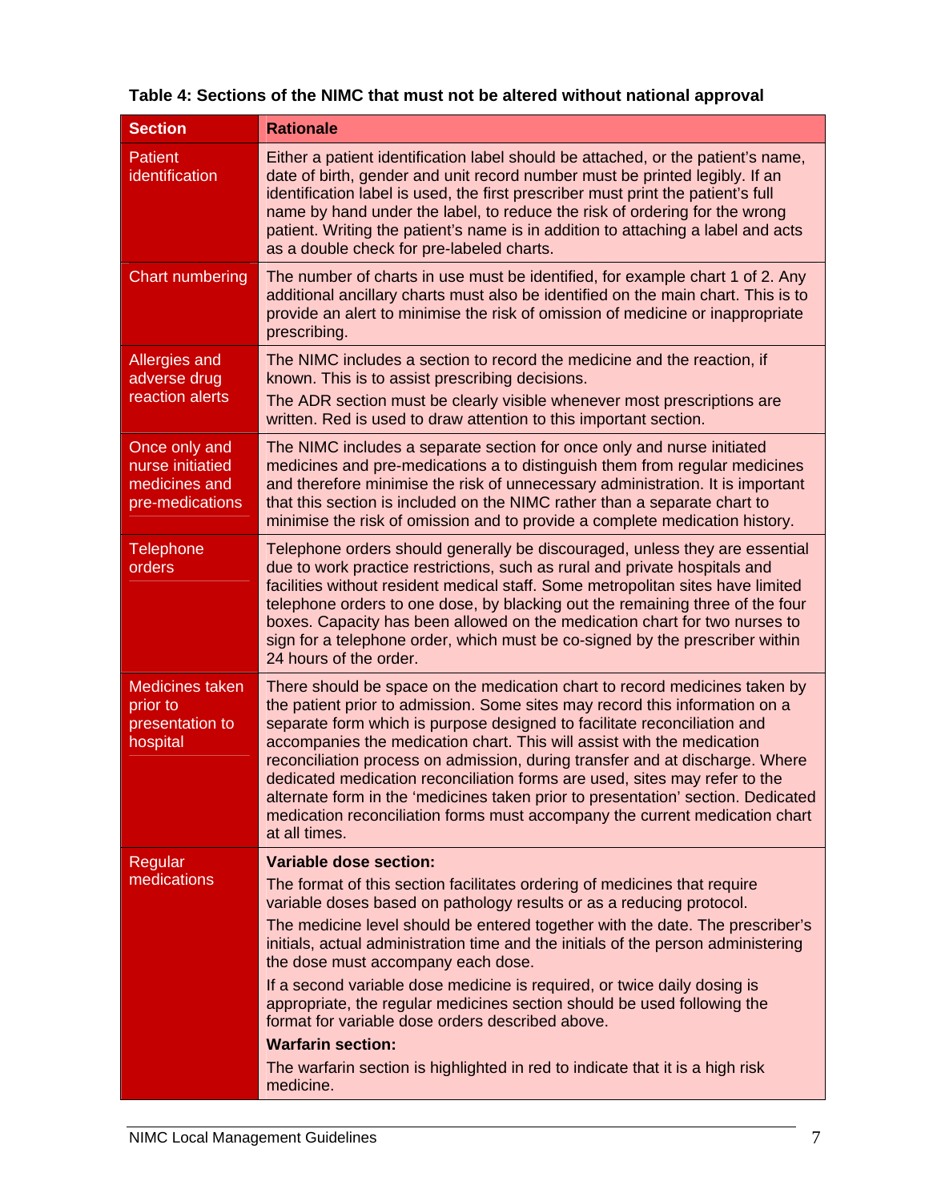**Table 4: Sections of the NIMC that must not be altered without national approval**

| Section | Rationale |
| --- | --- |
| Patient identification | Either a patient identification label should be attached, or the patient's name, date of birth, gender and unit record number must be printed legibly. If an identification label is used, the first prescriber must print the patient's full name by hand under the label, to reduce the risk of ordering for the wrong patient. Writing the patient's name is in addition to attaching a label and acts as a double check for pre-labeled charts. |
| Chart numbering | The number of charts in use must be identified, for example chart 1 of 2. Any additional ancillary charts must also be identified on the main chart. This is to provide an alert to minimise the risk of omission of medicine or inappropriate prescribing. |
| Allergies and adverse drug reaction alerts | The NIMC includes a section to record the medicine and the reaction, if known. This is to assist prescribing decisions.<br>The ADR section must be clearly visible whenever most prescriptions are written. Red is used to draw attention to this important section. |
| Once only and nurse initiated medicines and pre-medications | The NIMC includes a separate section for once only and nurse initiated medicines and pre-medications a to distinguish them from regular medicines and therefore minimise the risk of unnecessary administration. It is important that this section is included on the NIMC rather than a separate chart to minimise the risk of omission and to provide a complete medication history. |
| Telephone orders | Telephone orders should generally be discouraged, unless they are essential due to work practice restrictions, such as rural and private hospitals and facilities without resident medical staff. Some metropolitan sites have limited telephone orders to one dose, by blacking out the remaining three of the four boxes. Capacity has been allowed on the medication chart for two nurses to sign for a telephone order, which must be co-signed by the prescriber within 24 hours of the order. |
| Medicines taken prior to presentation to hospital | There should be space on the medication chart to record medicines taken by the patient prior to admission. Some sites may record this information on a separate form which is purpose designed to facilitate reconciliation and accompanies the medication chart. This will assist with the medication reconciliation process on admission, during transfer and at discharge. Where dedicated medication reconciliation forms are used, sites may refer to the alternate form in the 'medicines taken prior to presentation' section. Dedicated medication reconciliation forms must accompany the current medication chart at all times. |
| Regular medications | **Variable dose section:**<br>The format of this section facilitates ordering of medicines that require variable doses based on pathology results or as a reducing protocol.<br>The medicine level should be entered together with the date. The prescriber's initials, actual administration time and the initials of the person administering the dose must accompany each dose.<br>If a second variable dose medicine is required, or twice daily dosing is appropriate, the regular medicines section should be used following the format for variable dose orders described above.<br>**Warfarin section:**<br>The warfarin section is highlighted in red to indicate that it is a high risk medicine. |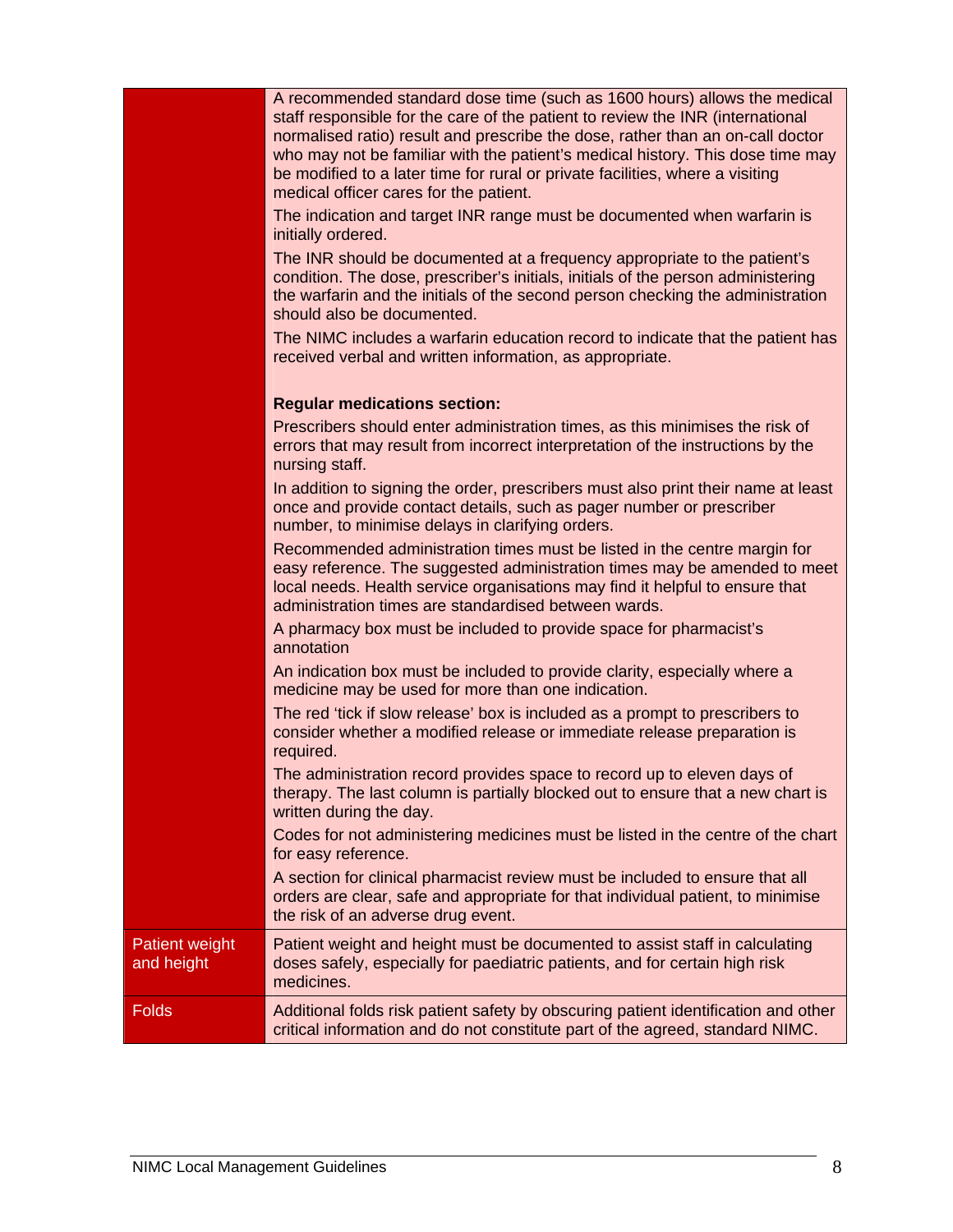| | |
|---|---|
| | A recommended standard dose time (such as 1600 hours) allows the medical staff responsible for the care of the patient to review the INR (international normalised ratio) result and prescribe the dose, rather than an on-call doctor who may not be familiar with the patient's medical history. This dose time may be modified to a later time for rural or private facilities, where a visiting medical officer cares for the patient.<br><br>The indication and target INR range must be documented when warfarin is initially ordered.<br><br>The INR should be documented at a frequency appropriate to the patient's condition. The dose, prescriber's initials, initials of the person administering the warfarin and the initials of the second person checking the administration should also be documented.<br><br>The NIMC includes a warfarin education record to indicate that the patient has received verbal and written information, as appropriate.<br><br>**Regular medications section:**<br><br>Prescribers should enter administration times, as this minimises the risk of errors that may result from incorrect interpretation of the instructions by the nursing staff.<br><br>In addition to signing the order, prescribers must also print their name at least once and provide contact details, such as pager number or prescriber number, to minimise delays in clarifying orders.<br><br>Recommended administration times must be listed in the centre margin for easy reference. The suggested administration times may be amended to meet local needs. Health service organisations may find it helpful to ensure that administration times are standardised between wards.<br><br>A pharmacy box must be included to provide space for pharmacist's annotation<br><br>An indication box must be included to provide clarity, especially where a medicine may be used for more than one indication.<br><br>The red 'tick if slow release' box is included as a prompt to prescribers to consider whether a modified release or immediate release preparation is required.<br><br>The administration record provides space to record up to eleven days of therapy. The last column is partially blocked out to ensure that a new chart is written during the day.<br><br>Codes for not administering medicines must be listed in the centre of the chart for easy reference.<br><br>A section for clinical pharmacist review must be included to ensure that all orders are clear, safe and appropriate for that individual patient, to minimise the risk of an adverse drug event. |
| Patient weight and height | Patient weight and height must be documented to assist staff in calculating doses safely, especially for paediatric patients, and for certain high risk medicines. |
| Folds | Additional folds risk patient safety by obscuring patient identification and other critical information and do not constitute part of the agreed, standard NIMC. |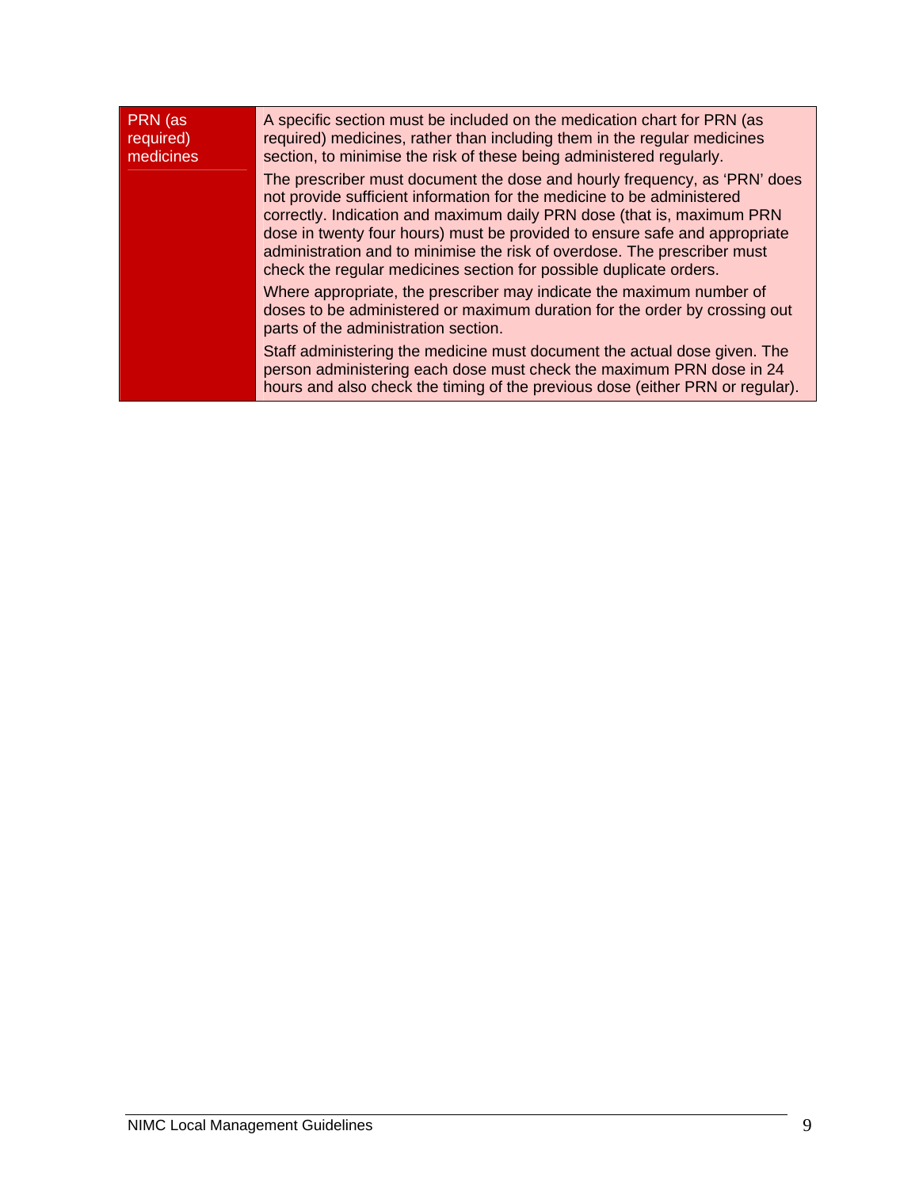| PRN (as required) medicines | A specific section must be included on the medication chart for PRN (as required) medicines, rather than including them in the regular medicines section, to minimise the risk of these being administered regularly.<br><br>The prescriber must document the dose and hourly frequency, as 'PRN' does not provide sufficient information for the medicine to be administered correctly. Indication and maximum daily PRN dose (that is, maximum PRN dose in twenty four hours) must be provided to ensure safe and appropriate administration and to minimise the risk of overdose. The prescriber must check the regular medicines section for possible duplicate orders.<br><br>Where appropriate, the prescriber may indicate the maximum number of doses to be administered or maximum duration for the order by crossing out parts of the administration section.<br><br>Staff administering the medicine must document the actual dose given. The person administering each dose must check the maximum PRN dose in 24 hours and also check the timing of the previous dose (either PRN or regular). |
|---|---|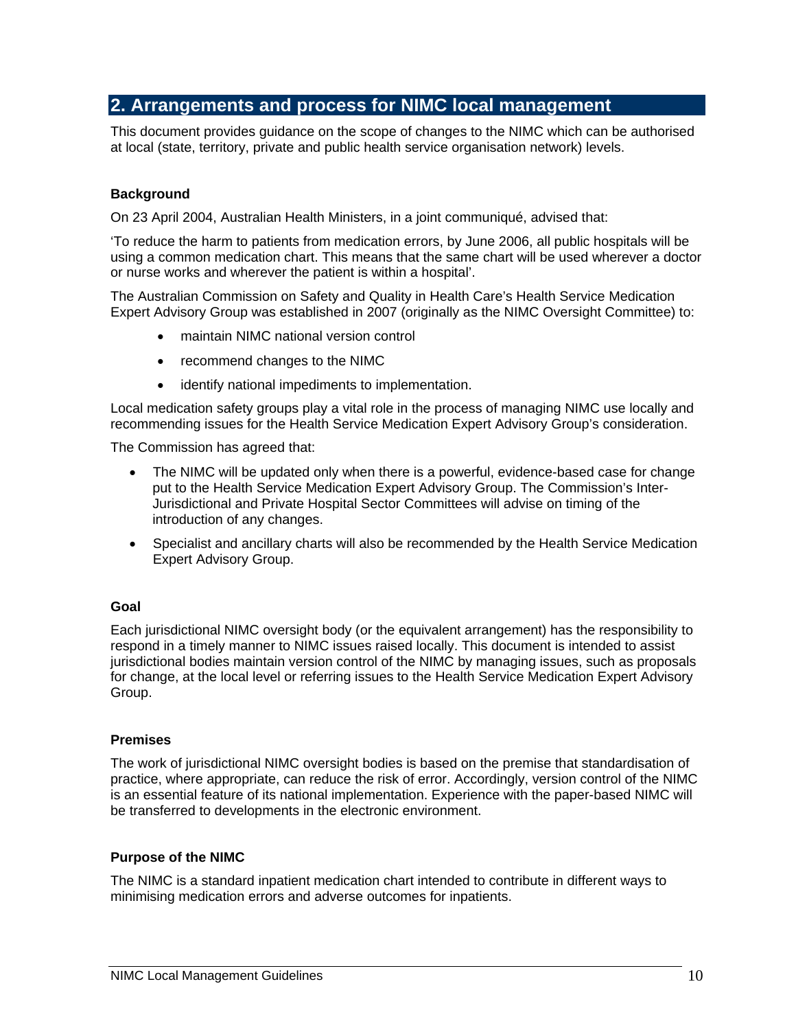## 2. Arrangements and process for NIMC local management

This document provides guidance on the scope of changes to the NIMC which can be authorised at local (state, territory, private and public health service organisation network) levels.

### Background

On 23 April 2004, Australian Health Ministers, in a joint communiqué, advised that:

'To reduce the harm to patients from medication errors, by June 2006, all public hospitals will be using a common medication chart. This means that the same chart will be used wherever a doctor or nurse works and wherever the patient is within a hospital'.

The Australian Commission on Safety and Quality in Health Care's Health Service Medication Expert Advisory Group was established in 2007 (originally as the NIMC Oversight Committee) to:

- maintain NIMC national version control
- recommend changes to the NIMC
- identify national impediments to implementation.

Local medication safety groups play a vital role in the process of managing NIMC use locally and recommending issues for the Health Service Medication Expert Advisory Group's consideration.

The Commission has agreed that:

- The NIMC will be updated only when there is a powerful, evidence-based case for change put to the Health Service Medication Expert Advisory Group. The Commission's Inter-Jurisdictional and Private Hospital Sector Committees will advise on timing of the introduction of any changes.
- Specialist and ancillary charts will also be recommended by the Health Service Medication Expert Advisory Group.

### Goal

Each jurisdictional NIMC oversight body (or the equivalent arrangement) has the responsibility to respond in a timely manner to NIMC issues raised locally. This document is intended to assist jurisdictional bodies maintain version control of the NIMC by managing issues, such as proposals for change, at the local level or referring issues to the Health Service Medication Expert Advisory Group.

### Premises

The work of jurisdictional NIMC oversight bodies is based on the premise that standardisation of practice, where appropriate, can reduce the risk of error. Accordingly, version control of the NIMC is an essential feature of its national implementation. Experience with the paper-based NIMC will be transferred to developments in the electronic environment.

### Purpose of the NIMC

The NIMC is a standard inpatient medication chart intended to contribute in different ways to minimising medication errors and adverse outcomes for inpatients.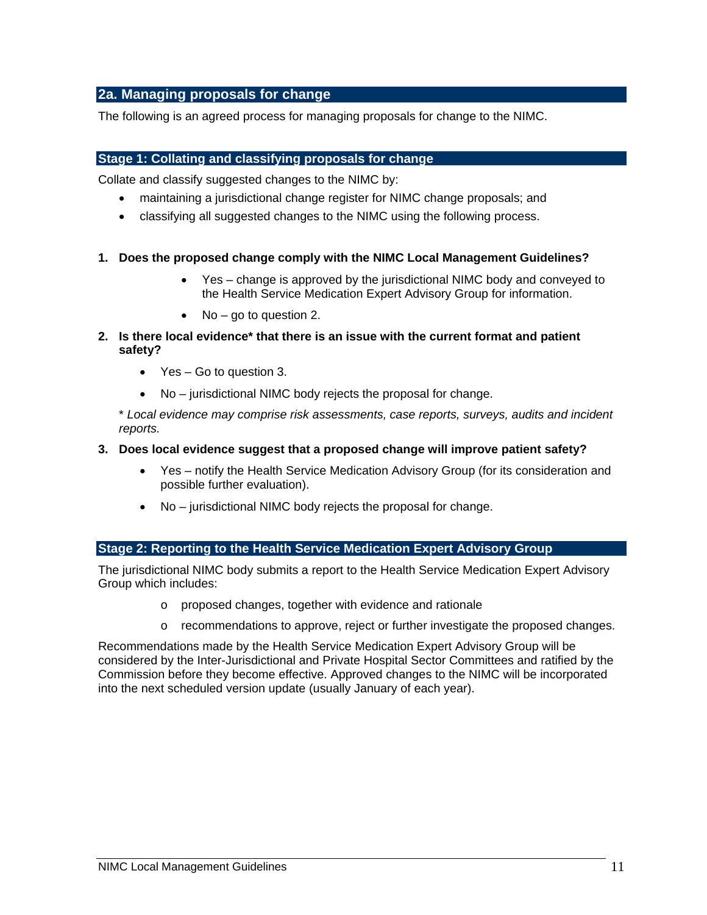## 2a. Managing proposals for change

The following is an agreed process for managing proposals for change to the NIMC.

### Stage 1: Collating and classifying proposals for change

Collate and classify suggested changes to the NIMC by:

- maintaining a jurisdictional change register for NIMC change proposals; and
- classifying all suggested changes to the NIMC using the following process.

**1. Does the proposed change comply with the NIMC Local Management Guidelines?**

- Yes – change is approved by the jurisdictional NIMC body and conveyed to the Health Service Medication Expert Advisory Group for information.
- No – go to question 2.

**2. Is there local evidence* that there is an issue with the current format and patient safety?**

- Yes – Go to question 3.
- No – jurisdictional NIMC body rejects the proposal for change.

\* *Local evidence may comprise risk assessments, case reports, surveys, audits and incident reports.*

**3. Does local evidence suggest that a proposed change will improve patient safety?**

- Yes – notify the Health Service Medication Advisory Group (for its consideration and possible further evaluation).
- No – jurisdictional NIMC body rejects the proposal for change.

### Stage 2: Reporting to the Health Service Medication Expert Advisory Group

The jurisdictional NIMC body submits a report to the Health Service Medication Expert Advisory Group which includes:

- proposed changes, together with evidence and rationale
- recommendations to approve, reject or further investigate the proposed changes.

Recommendations made by the Health Service Medication Expert Advisory Group will be considered by the Inter-Jurisdictional and Private Hospital Sector Committees and ratified by the Commission before they become effective. Approved changes to the NIMC will be incorporated into the next scheduled version update (usually January of each year).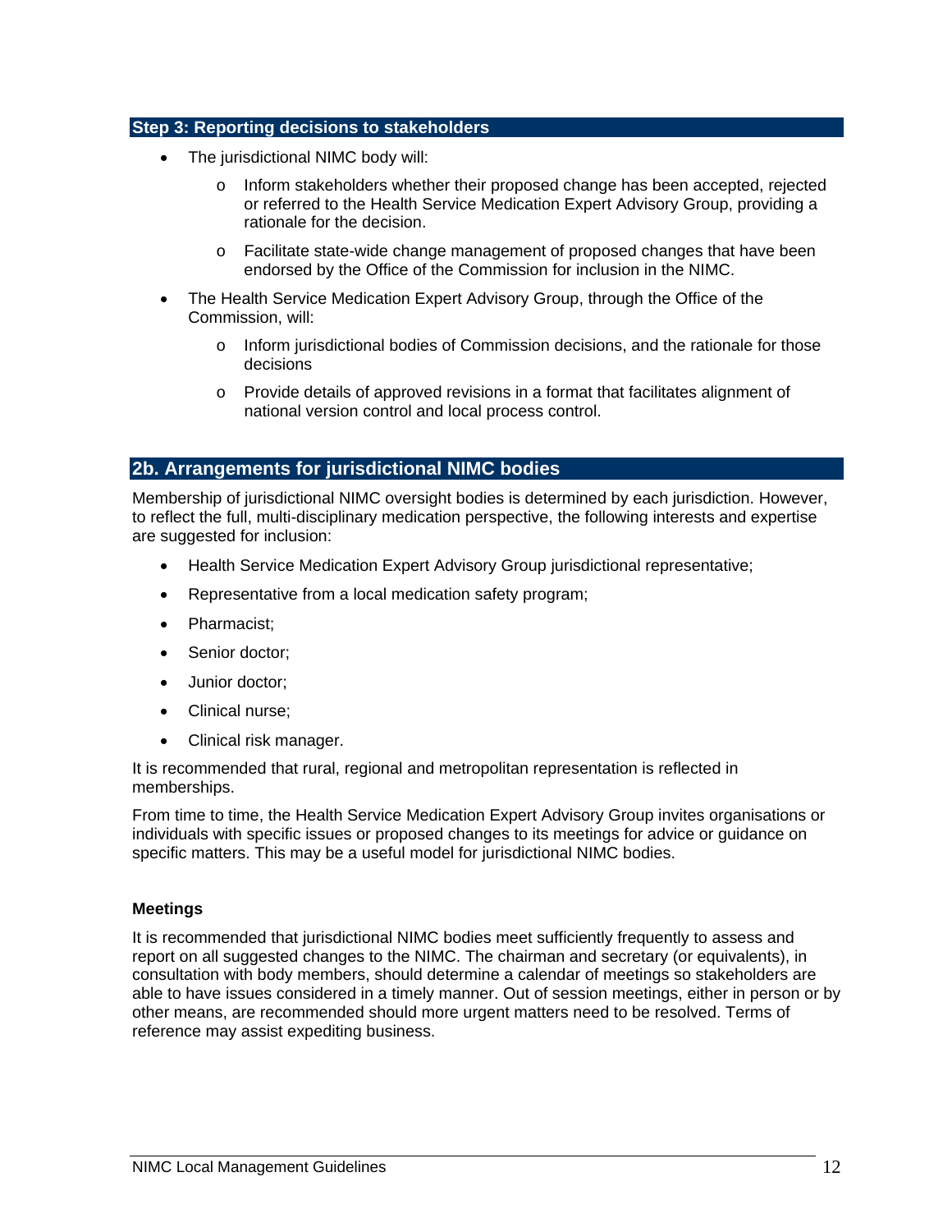### Step 3: Reporting decisions to stakeholders

- The jurisdictional NIMC body will:
  - Inform stakeholders whether their proposed change has been accepted, rejected or referred to the Health Service Medication Expert Advisory Group, providing a rationale for the decision.
  - Facilitate state-wide change management of proposed changes that have been endorsed by the Office of the Commission for inclusion in the NIMC.
- The Health Service Medication Expert Advisory Group, through the Office of the Commission, will:
  - Inform jurisdictional bodies of Commission decisions, and the rationale for those decisions
  - Provide details of approved revisions in a format that facilitates alignment of national version control and local process control.

## 2b. Arrangements for jurisdictional NIMC bodies

Membership of jurisdictional NIMC oversight bodies is determined by each jurisdiction. However, to reflect the full, multi-disciplinary medication perspective, the following interests and expertise are suggested for inclusion:

- Health Service Medication Expert Advisory Group jurisdictional representative;
- Representative from a local medication safety program;
- Pharmacist;
- Senior doctor;
- Junior doctor;
- Clinical nurse;
- Clinical risk manager.

It is recommended that rural, regional and metropolitan representation is reflected in memberships.

From time to time, the Health Service Medication Expert Advisory Group invites organisations or individuals with specific issues or proposed changes to its meetings for advice or guidance on specific matters. This may be a useful model for jurisdictional NIMC bodies.

**Meetings**

It is recommended that jurisdictional NIMC bodies meet sufficiently frequently to assess and report on all suggested changes to the NIMC. The chairman and secretary (or equivalents), in consultation with body members, should determine a calendar of meetings so stakeholders are able to have issues considered in a timely manner. Out of session meetings, either in person or by other means, are recommended should more urgent matters need to be resolved. Terms of reference may assist expediting business.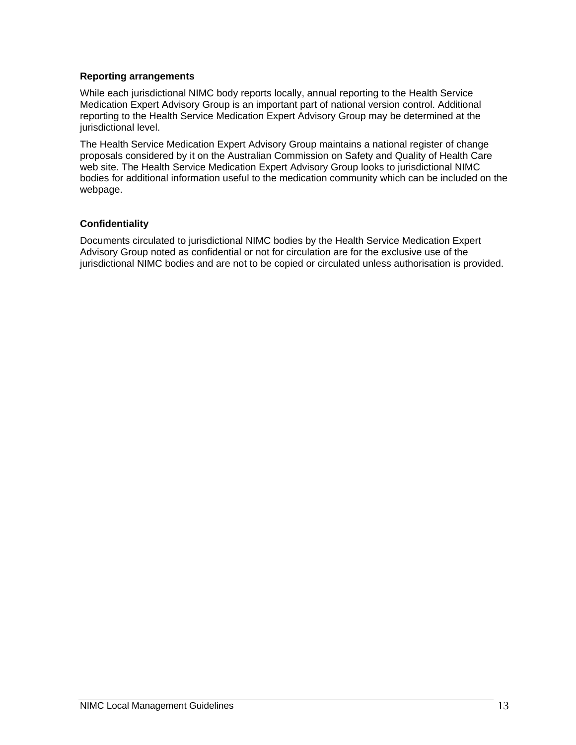**Reporting arrangements**

While each jurisdictional NIMC body reports locally, annual reporting to the Health Service Medication Expert Advisory Group is an important part of national version control. Additional reporting to the Health Service Medication Expert Advisory Group may be determined at the jurisdictional level.

The Health Service Medication Expert Advisory Group maintains a national register of change proposals considered by it on the Australian Commission on Safety and Quality of Health Care web site. The Health Service Medication Expert Advisory Group looks to jurisdictional NIMC bodies for additional information useful to the medication community which can be included on the webpage.

**Confidentiality**

Documents circulated to jurisdictional NIMC bodies by the Health Service Medication Expert Advisory Group noted as confidential or not for circulation are for the exclusive use of the jurisdictional NIMC bodies and are not to be copied or circulated unless authorisation is provided.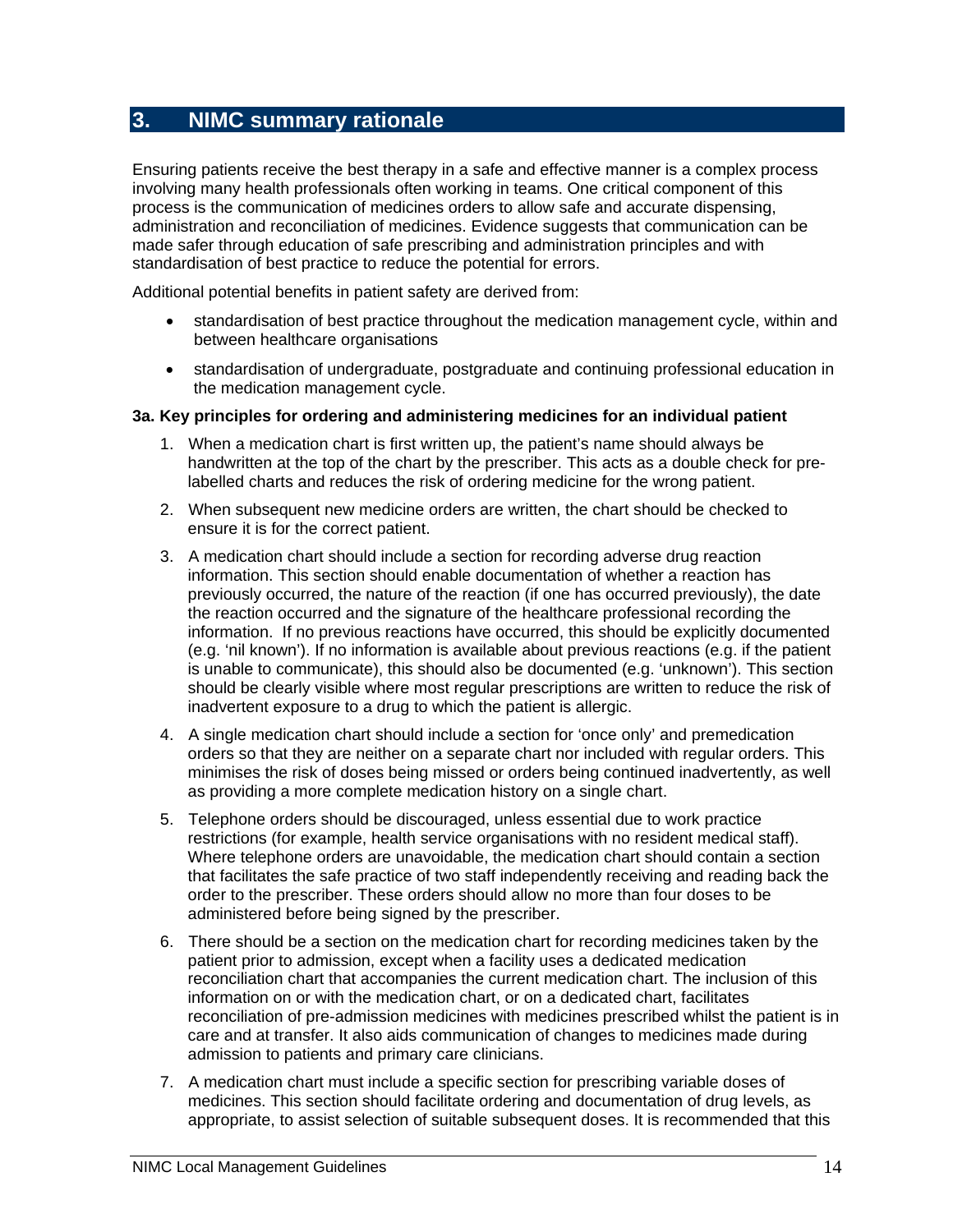## 3. NIMC summary rationale

Ensuring patients receive the best therapy in a safe and effective manner is a complex process involving many health professionals often working in teams. One critical component of this process is the communication of medicines orders to allow safe and accurate dispensing, administration and reconciliation of medicines. Evidence suggests that communication can be made safer through education of safe prescribing and administration principles and with standardisation of best practice to reduce the potential for errors.

Additional potential benefits in patient safety are derived from:

- standardisation of best practice throughout the medication management cycle, within and between healthcare organisations
- standardisation of undergraduate, postgraduate and continuing professional education in the medication management cycle.

**3a. Key principles for ordering and administering medicines for an individual patient**

1. When a medication chart is first written up, the patient's name should always be handwritten at the top of the chart by the prescriber. This acts as a double check for pre-labelled charts and reduces the risk of ordering medicine for the wrong patient.
2. When subsequent new medicine orders are written, the chart should be checked to ensure it is for the correct patient.
3. A medication chart should include a section for recording adverse drug reaction information. This section should enable documentation of whether a reaction has previously occurred, the nature of the reaction (if one has occurred previously), the date the reaction occurred and the signature of the healthcare professional recording the information. If no previous reactions have occurred, this should be explicitly documented (e.g. 'nil known'). If no information is available about previous reactions (e.g. if the patient is unable to communicate), this should also be documented (e.g. 'unknown'). This section should be clearly visible where most regular prescriptions are written to reduce the risk of inadvertent exposure to a drug to which the patient is allergic.
4. A single medication chart should include a section for 'once only' and premedication orders so that they are neither on a separate chart nor included with regular orders. This minimises the risk of doses being missed or orders being continued inadvertently, as well as providing a more complete medication history on a single chart.
5. Telephone orders should be discouraged, unless essential due to work practice restrictions (for example, health service organisations with no resident medical staff). Where telephone orders are unavoidable, the medication chart should contain a section that facilitates the safe practice of two staff independently receiving and reading back the order to the prescriber. These orders should allow no more than four doses to be administered before being signed by the prescriber.
6. There should be a section on the medication chart for recording medicines taken by the patient prior to admission, except when a facility uses a dedicated medication reconciliation chart that accompanies the current medication chart. The inclusion of this information on or with the medication chart, or on a dedicated chart, facilitates reconciliation of pre-admission medicines with medicines prescribed whilst the patient is in care and at transfer. It also aids communication of changes to medicines made during admission to patients and primary care clinicians.
7. A medication chart must include a specific section for prescribing variable doses of medicines. This section should facilitate ordering and documentation of drug levels, as appropriate, to assist selection of suitable subsequent doses. It is recommended that this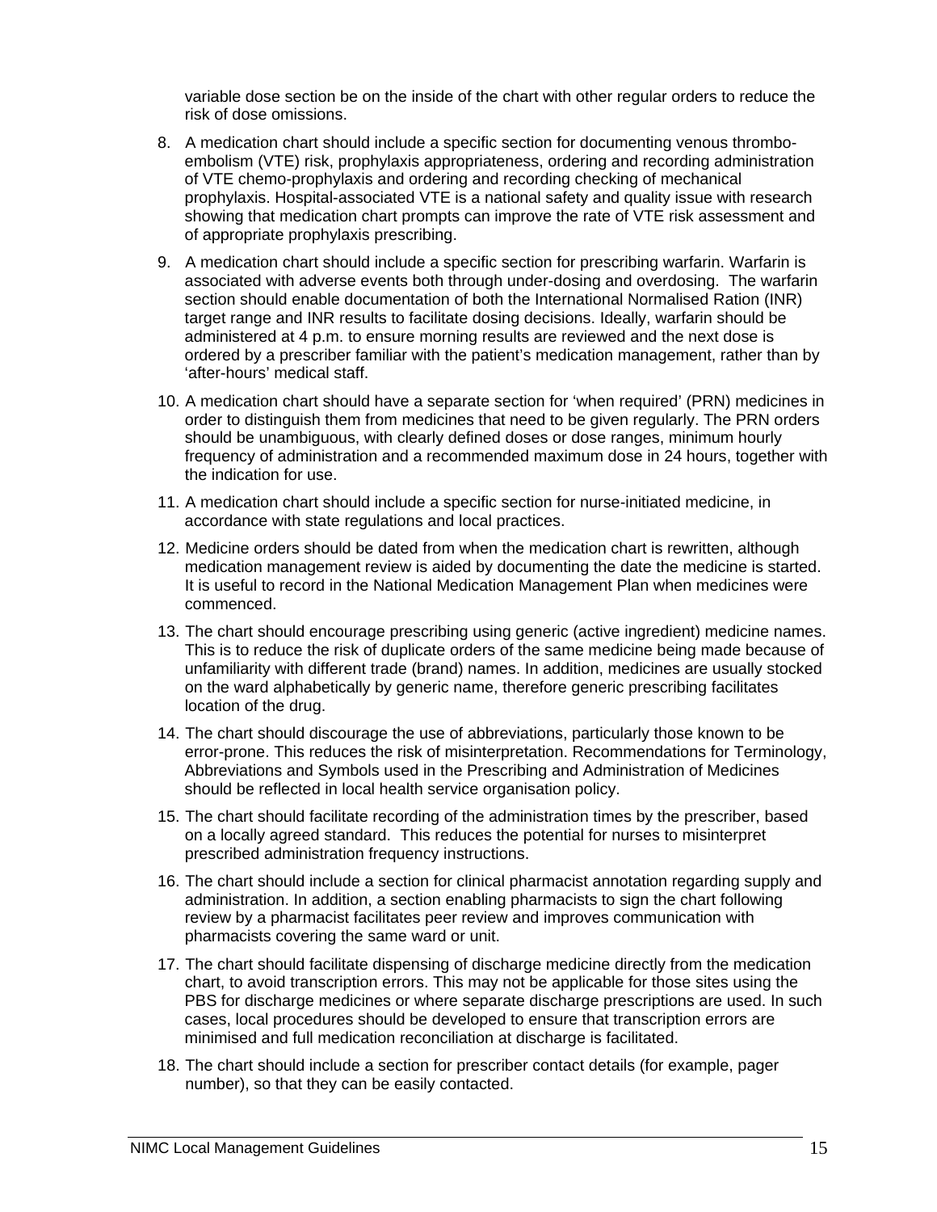variable dose section be on the inside of the chart with other regular orders to reduce the risk of dose omissions.

8. A medication chart should include a specific section for documenting venous thrombo-embolism (VTE) risk, prophylaxis appropriateness, ordering and recording administration of VTE chemo-prophylaxis and ordering and recording checking of mechanical prophylaxis. Hospital-associated VTE is a national safety and quality issue with research showing that medication chart prompts can improve the rate of VTE risk assessment and of appropriate prophylaxis prescribing.

9. A medication chart should include a specific section for prescribing warfarin. Warfarin is associated with adverse events both through under-dosing and overdosing. The warfarin section should enable documentation of both the International Normalised Ration (INR) target range and INR results to facilitate dosing decisions. Ideally, warfarin should be administered at 4 p.m. to ensure morning results are reviewed and the next dose is ordered by a prescriber familiar with the patient's medication management, rather than by 'after-hours' medical staff.

10. A medication chart should have a separate section for 'when required' (PRN) medicines in order to distinguish them from medicines that need to be given regularly. The PRN orders should be unambiguous, with clearly defined doses or dose ranges, minimum hourly frequency of administration and a recommended maximum dose in 24 hours, together with the indication for use.

11. A medication chart should include a specific section for nurse-initiated medicine, in accordance with state regulations and local practices.

12. Medicine orders should be dated from when the medication chart is rewritten, although medication management review is aided by documenting the date the medicine is started. It is useful to record in the National Medication Management Plan when medicines were commenced.

13. The chart should encourage prescribing using generic (active ingredient) medicine names. This is to reduce the risk of duplicate orders of the same medicine being made because of unfamiliarity with different trade (brand) names. In addition, medicines are usually stocked on the ward alphabetically by generic name, therefore generic prescribing facilitates location of the drug.

14. The chart should discourage the use of abbreviations, particularly those known to be error-prone. This reduces the risk of misinterpretation. Recommendations for Terminology, Abbreviations and Symbols used in the Prescribing and Administration of Medicines should be reflected in local health service organisation policy.

15. The chart should facilitate recording of the administration times by the prescriber, based on a locally agreed standard. This reduces the potential for nurses to misinterpret prescribed administration frequency instructions.

16. The chart should include a section for clinical pharmacist annotation regarding supply and administration. In addition, a section enabling pharmacists to sign the chart following review by a pharmacist facilitates peer review and improves communication with pharmacists covering the same ward or unit.

17. The chart should facilitate dispensing of discharge medicine directly from the medication chart, to avoid transcription errors. This may not be applicable for those sites using the PBS for discharge medicines or where separate discharge prescriptions are used. In such cases, local procedures should be developed to ensure that transcription errors are minimised and full medication reconciliation at discharge is facilitated.

18. The chart should include a section for prescriber contact details (for example, pager number), so that they can be easily contacted.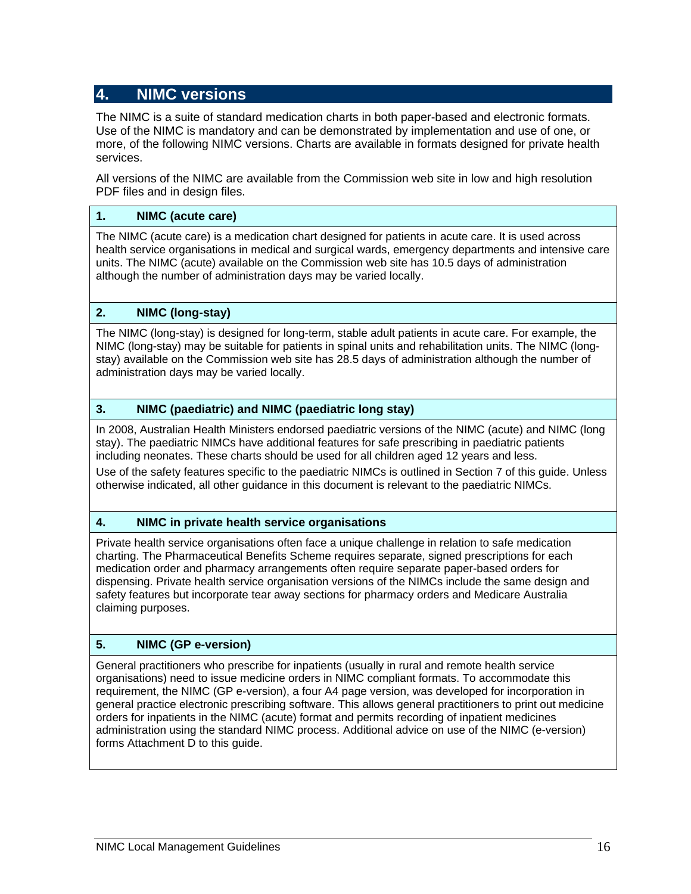## 4. NIMC versions

The NIMC is a suite of standard medication charts in both paper-based and electronic formats. Use of the NIMC is mandatory and can be demonstrated by implementation and use of one, or more, of the following NIMC versions. Charts are available in formats designed for private health services.

All versions of the NIMC are available from the Commission web site in low and high resolution PDF files and in design files.

### 1. NIMC (acute care)

The NIMC (acute care) is a medication chart designed for patients in acute care. It is used across health service organisations in medical and surgical wards, emergency departments and intensive care units. The NIMC (acute) available on the Commission web site has 10.5 days of administration although the number of administration days may be varied locally.

### 2. NIMC (long-stay)

The NIMC (long-stay) is designed for long-term, stable adult patients in acute care. For example, the NIMC (long-stay) may be suitable for patients in spinal units and rehabilitation units. The NIMC (long-stay) available on the Commission web site has 28.5 days of administration although the number of administration days may be varied locally.

### 3. NIMC (paediatric) and NIMC (paediatric long stay)

In 2008, Australian Health Ministers endorsed paediatric versions of the NIMC (acute) and NIMC (long stay). The paediatric NIMCs have additional features for safe prescribing in paediatric patients including neonates. These charts should be used for all children aged 12 years and less.

Use of the safety features specific to the paediatric NIMCs is outlined in Section 7 of this guide. Unless otherwise indicated, all other guidance in this document is relevant to the paediatric NIMCs.

### 4. NIMC in private health service organisations

Private health service organisations often face a unique challenge in relation to safe medication charting. The Pharmaceutical Benefits Scheme requires separate, signed prescriptions for each medication order and pharmacy arrangements often require separate paper-based orders for dispensing. Private health service organisation versions of the NIMCs include the same design and safety features but incorporate tear away sections for pharmacy orders and Medicare Australia claiming purposes.

### 5. NIMC (GP e-version)

General practitioners who prescribe for inpatients (usually in rural and remote health service organisations) need to issue medicine orders in NIMC compliant formats. To accommodate this requirement, the NIMC (GP e-version), a four A4 page version, was developed for incorporation in general practice electronic prescribing software. This allows general practitioners to print out medicine orders for inpatients in the NIMC (acute) format and permits recording of inpatient medicines administration using the standard NIMC process. Additional advice on use of the NIMC (e-version) forms Attachment D to this guide.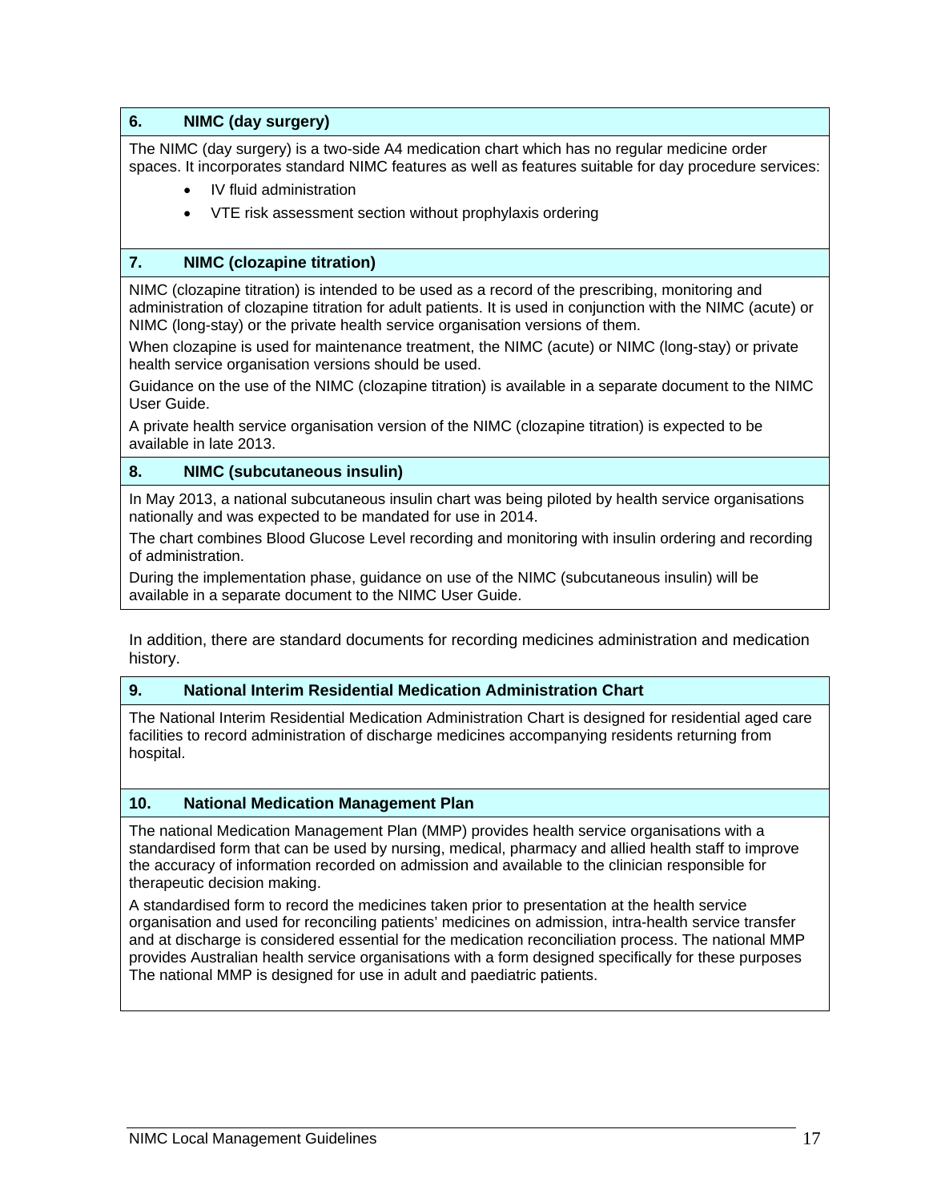### 6. NIMC (day surgery)

The NIMC (day surgery) is a two-side A4 medication chart which has no regular medicine order spaces. It incorporates standard NIMC features as well as features suitable for day procedure services:

- IV fluid administration
- VTE risk assessment section without prophylaxis ordering

### 7. NIMC (clozapine titration)

NIMC (clozapine titration) is intended to be used as a record of the prescribing, monitoring and administration of clozapine titration for adult patients. It is used in conjunction with the NIMC (acute) or NIMC (long-stay) or the private health service organisation versions of them.

When clozapine is used for maintenance treatment, the NIMC (acute) or NIMC (long-stay) or private health service organisation versions should be used.

Guidance on the use of the NIMC (clozapine titration) is available in a separate document to the NIMC User Guide.

A private health service organisation version of the NIMC (clozapine titration) is expected to be available in late 2013.

### 8. NIMC (subcutaneous insulin)

In May 2013, a national subcutaneous insulin chart was being piloted by health service organisations nationally and was expected to be mandated for use in 2014.

The chart combines Blood Glucose Level recording and monitoring with insulin ordering and recording of administration.

During the implementation phase, guidance on use of the NIMC (subcutaneous insulin) will be available in a separate document to the NIMC User Guide.

In addition, there are standard documents for recording medicines administration and medication history.

### 9. National Interim Residential Medication Administration Chart

The National Interim Residential Medication Administration Chart is designed for residential aged care facilities to record administration of discharge medicines accompanying residents returning from hospital.

### 10. National Medication Management Plan

The national Medication Management Plan (MMP) provides health service organisations with a standardised form that can be used by nursing, medical, pharmacy and allied health staff to improve the accuracy of information recorded on admission and available to the clinician responsible for therapeutic decision making.

A standardised form to record the medicines taken prior to presentation at the health service organisation and used for reconciling patients' medicines on admission, intra-health service transfer and at discharge is considered essential for the medication reconciliation process. The national MMP provides Australian health service organisations with a form designed specifically for these purposes The national MMP is designed for use in adult and paediatric patients.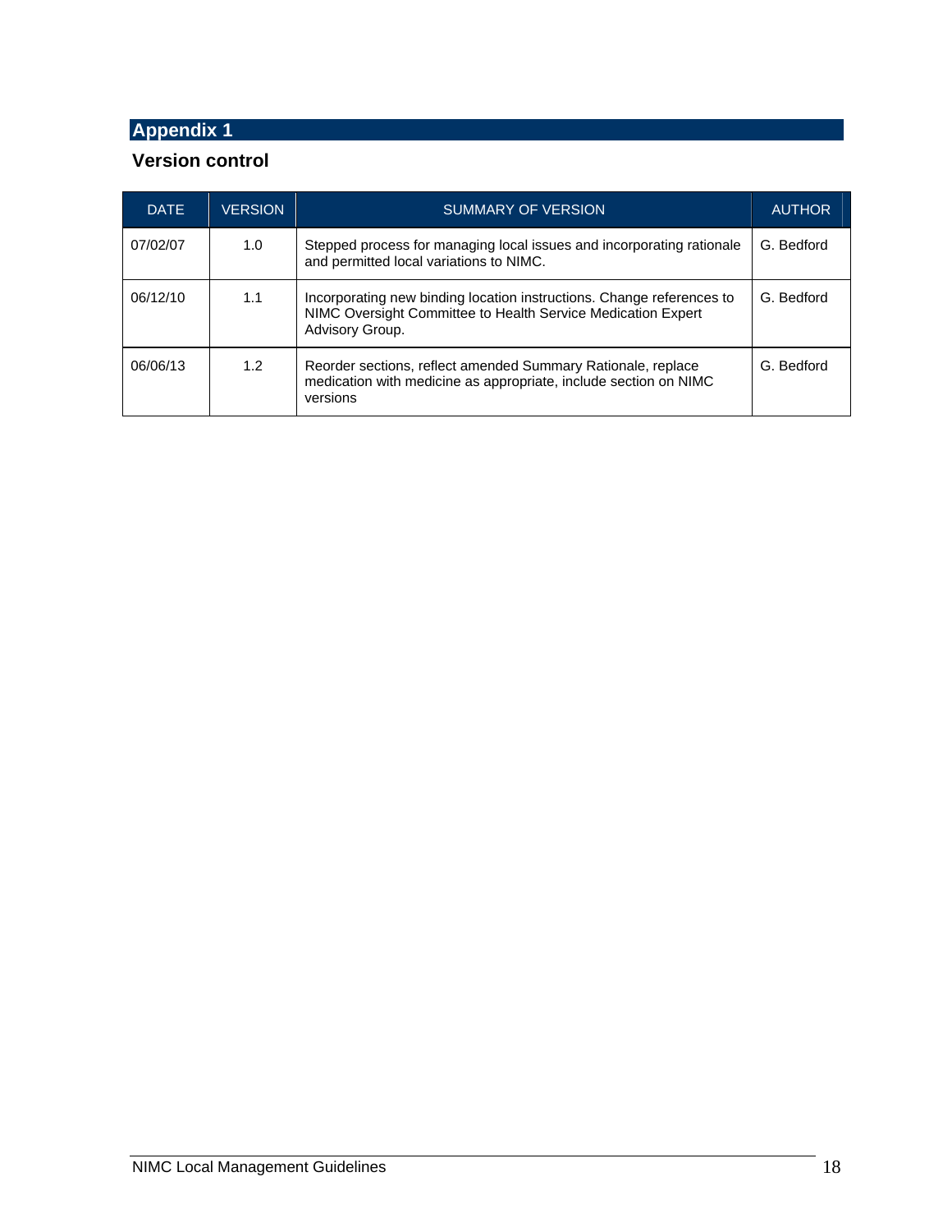## Appendix 1

### Version control

| DATE | VERSION | SUMMARY OF VERSION | AUTHOR |
|---|---|---|---|
| 07/02/07 | 1.0 | Stepped process for managing local issues and incorporating rationale and permitted local variations to NIMC. | G. Bedford |
| 06/12/10 | 1.1 | Incorporating new binding location instructions. Change references to NIMC Oversight Committee to Health Service Medication Expert Advisory Group. | G. Bedford |
| 06/06/13 | 1.2 | Reorder sections, reflect amended Summary Rationale, replace medication with medicine as appropriate, include section on NIMC versions | G. Bedford |